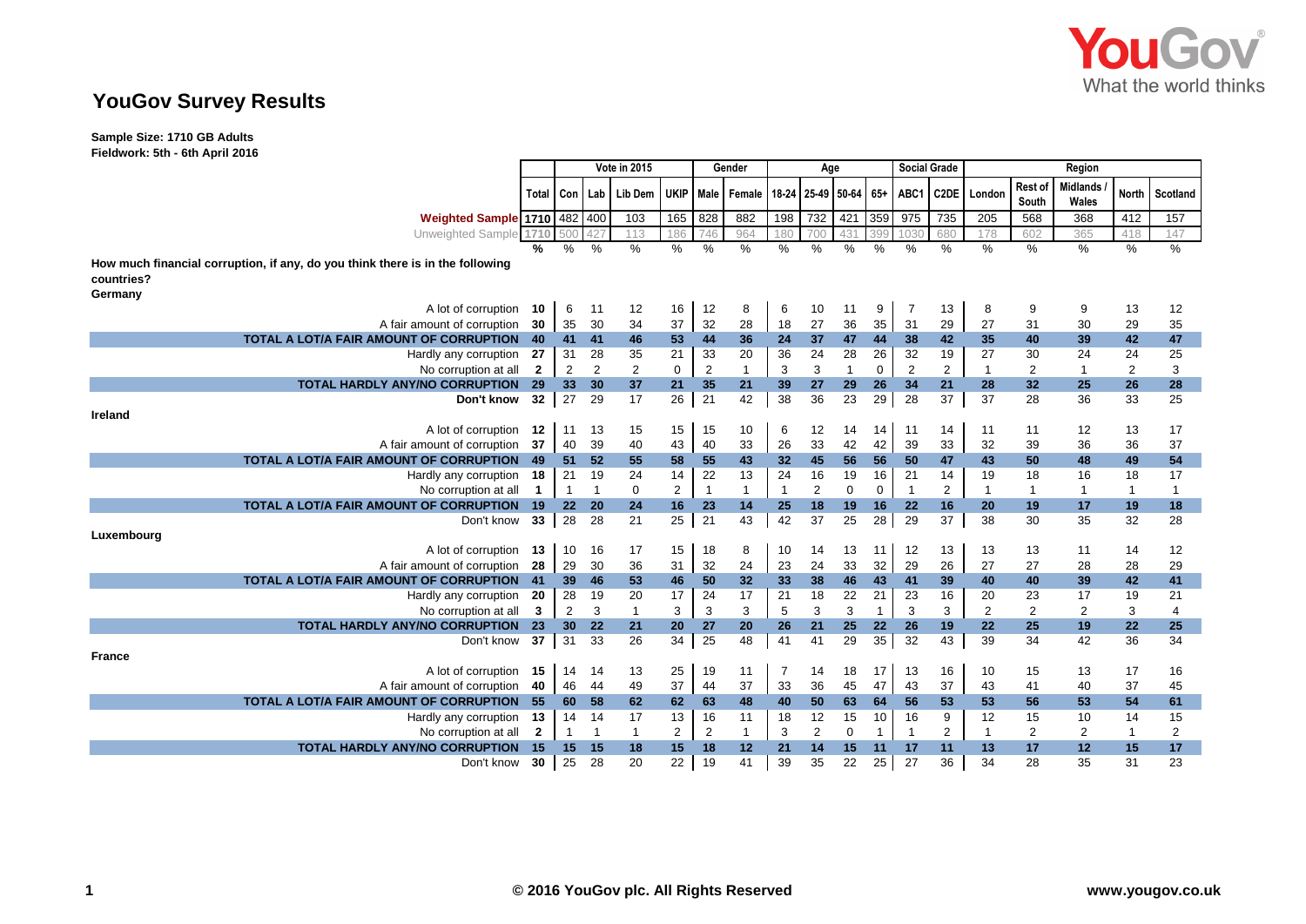# YouGov Survey Results

**Sample Size: 1710 GB Adults**
**Fieldwork: 5th - 6th April 2016**

| | Total | Vote in 2015 | | | | Gender | | Age | | | | Social Grade | | Region | | | | |
|---|---|---|---|---|---|---|---|---|---|---|---|---|---|---|---|---|---|---|
| | Total | Con | Lab | Lib Dem | UKIP | Male | Female | 18-24 | 25-49 | 50-64 | 65+ | ABC1 | C2DE | London | Rest of South | Midlands / Wales | North | Scotland |
| **Weighted Sample** | 1710 | 482 | 400 | 103 | 165 | 828 | 882 | 198 | 732 | 421 | 359 | 975 | 735 | 205 | 568 | 368 | 412 | 157 |
| Unweighted Sample | 1710 | 500 | 427 | 113 | 186 | 746 | 964 | 180 | 700 | 431 | 399 | 1030 | 680 | 178 | 602 | 365 | 418 | 147 |
| | % | % | % | % | % | % | % | % | % | % | % | % | % | % | % | % | % | % |
| **How much financial corruption, if any, do you think there is in the following countries?** | | | | | | | | | | | | | | | | | | |
| **Germany** | | | | | | | | | | | | | | | | | | |
| A lot of corruption | 10 | 6 | 11 | 12 | 16 | 12 | 8 | 6 | 10 | 11 | 9 | 7 | 13 | 8 | 9 | 9 | 13 | 12 |
| A fair amount of corruption | 30 | 35 | 30 | 34 | 37 | 32 | 28 | 18 | 27 | 36 | 35 | 31 | 29 | 27 | 31 | 30 | 29 | 35 |
| **TOTAL A LOT/A FAIR AMOUNT OF CORRUPTION** | **40** | **41** | **41** | **46** | **53** | **44** | **36** | **24** | **37** | **47** | **44** | **38** | **42** | **35** | **40** | **39** | **42** | **47** |
| Hardly any corruption | 27 | 31 | 28 | 35 | 21 | 33 | 20 | 36 | 24 | 28 | 26 | 32 | 19 | 27 | 30 | 24 | 24 | 25 |
| No corruption at all | 2 | 2 | 2 | 2 | 0 | 2 | 1 | 3 | 3 | 1 | 0 | 2 | 2 | 1 | 2 | 1 | 2 | 3 |
| **TOTAL HARDLY ANY/NO CORRUPTION** | **29** | **33** | **30** | **37** | **21** | **35** | **21** | **39** | **27** | **29** | **26** | **34** | **21** | **28** | **32** | **25** | **26** | **28** |
| **Don't know** | 32 | 27 | 29 | 17 | 26 | 21 | 42 | 38 | 36 | 23 | 29 | 28 | 37 | 37 | 28 | 36 | 33 | 25 |
| **Ireland** | | | | | | | | | | | | | | | | | | |
| A lot of corruption | 12 | 11 | 13 | 15 | 15 | 15 | 10 | 6 | 12 | 14 | 14 | 11 | 14 | 11 | 11 | 12 | 13 | 17 |
| A fair amount of corruption | 37 | 40 | 39 | 40 | 43 | 40 | 33 | 26 | 33 | 42 | 42 | 39 | 33 | 32 | 39 | 36 | 36 | 37 |
| **TOTAL A LOT/A FAIR AMOUNT OF CORRUPTION** | **49** | **51** | **52** | **55** | **58** | **55** | **43** | **32** | **45** | **56** | **56** | **50** | **47** | **43** | **50** | **48** | **49** | **54** |
| Hardly any corruption | 18 | 21 | 19 | 24 | 14 | 22 | 13 | 24 | 16 | 19 | 16 | 21 | 14 | 19 | 18 | 16 | 18 | 17 |
| No corruption at all | 1 | 1 | 1 | 0 | 2 | 1 | 1 | 1 | 2 | 0 | 0 | 1 | 2 | 1 | 1 | 1 | 1 | 1 |
| **TOTAL A LOT/A FAIR AMOUNT OF CORRUPTION** | **19** | **22** | **20** | **24** | **16** | **23** | **14** | **25** | **18** | **19** | **16** | **22** | **16** | **20** | **19** | **17** | **19** | **18** |
| Don't know | 33 | 28 | 28 | 21 | 25 | 21 | 43 | 42 | 37 | 25 | 28 | 29 | 37 | 38 | 30 | 35 | 32 | 28 |
| **Luxembourg** | | | | | | | | | | | | | | | | | | |
| A lot of corruption | 13 | 10 | 16 | 17 | 15 | 18 | 8 | 10 | 14 | 13 | 11 | 12 | 13 | 13 | 13 | 11 | 14 | 12 |
| A fair amount of corruption | 28 | 29 | 30 | 36 | 31 | 32 | 24 | 23 | 24 | 33 | 32 | 29 | 26 | 27 | 27 | 28 | 28 | 29 |
| **TOTAL A LOT/A FAIR AMOUNT OF CORRUPTION** | **41** | **39** | **46** | **53** | **46** | **50** | **32** | **33** | **38** | **46** | **43** | **41** | **39** | **40** | **40** | **39** | **42** | **41** |
| Hardly any corruption | 20 | 28 | 19 | 20 | 17 | 24 | 17 | 21 | 18 | 22 | 21 | 23 | 16 | 20 | 23 | 17 | 19 | 21 |
| No corruption at all | 3 | 2 | 3 | 1 | 3 | 3 | 3 | 5 | 3 | 3 | 1 | 3 | 3 | 2 | 2 | 2 | 3 | 4 |
| **TOTAL HARDLY ANY/NO CORRUPTION** | **23** | **30** | **22** | **21** | **20** | **27** | **20** | **26** | **21** | **25** | **22** | **26** | **19** | **22** | **25** | **19** | **22** | **25** |
| Don't know | 37 | 31 | 33 | 26 | 34 | 25 | 48 | 41 | 41 | 29 | 35 | 32 | 43 | 39 | 34 | 42 | 36 | 34 |
| **France** | | | | | | | | | | | | | | | | | | |
| A lot of corruption | 15 | 14 | 14 | 13 | 25 | 19 | 11 | 7 | 14 | 18 | 17 | 13 | 16 | 10 | 15 | 13 | 17 | 16 |
| A fair amount of corruption | 40 | 46 | 44 | 49 | 37 | 44 | 37 | 33 | 36 | 45 | 47 | 43 | 37 | 43 | 41 | 40 | 37 | 45 |
| **TOTAL A LOT/A FAIR AMOUNT OF CORRUPTION** | **55** | **60** | **58** | **62** | **62** | **63** | **48** | **40** | **50** | **63** | **64** | **56** | **53** | **53** | **56** | **53** | **54** | **61** |
| Hardly any corruption | 13 | 14 | 14 | 17 | 13 | 16 | 11 | 18 | 12 | 15 | 10 | 16 | 9 | 12 | 15 | 10 | 14 | 15 |
| No corruption at all | 2 | 1 | 1 | 1 | 2 | 2 | 1 | 3 | 2 | 0 | 1 | 1 | 2 | 1 | 2 | 2 | 1 | 2 |
| **TOTAL HARDLY ANY/NO CORRUPTION** | **15** | **15** | **15** | **18** | **15** | **18** | **12** | **21** | **14** | **15** | **11** | **17** | **11** | **13** | **17** | **12** | **15** | **17** |
| Don't know | 30 | 25 | 28 | 20 | 22 | 19 | 41 | 39 | 35 | 22 | 25 | 27 | 36 | 34 | 28 | 35 | 31 | 23 |

© 2016 YouGov plc. All Rights Reserved

www.yougov.co.uk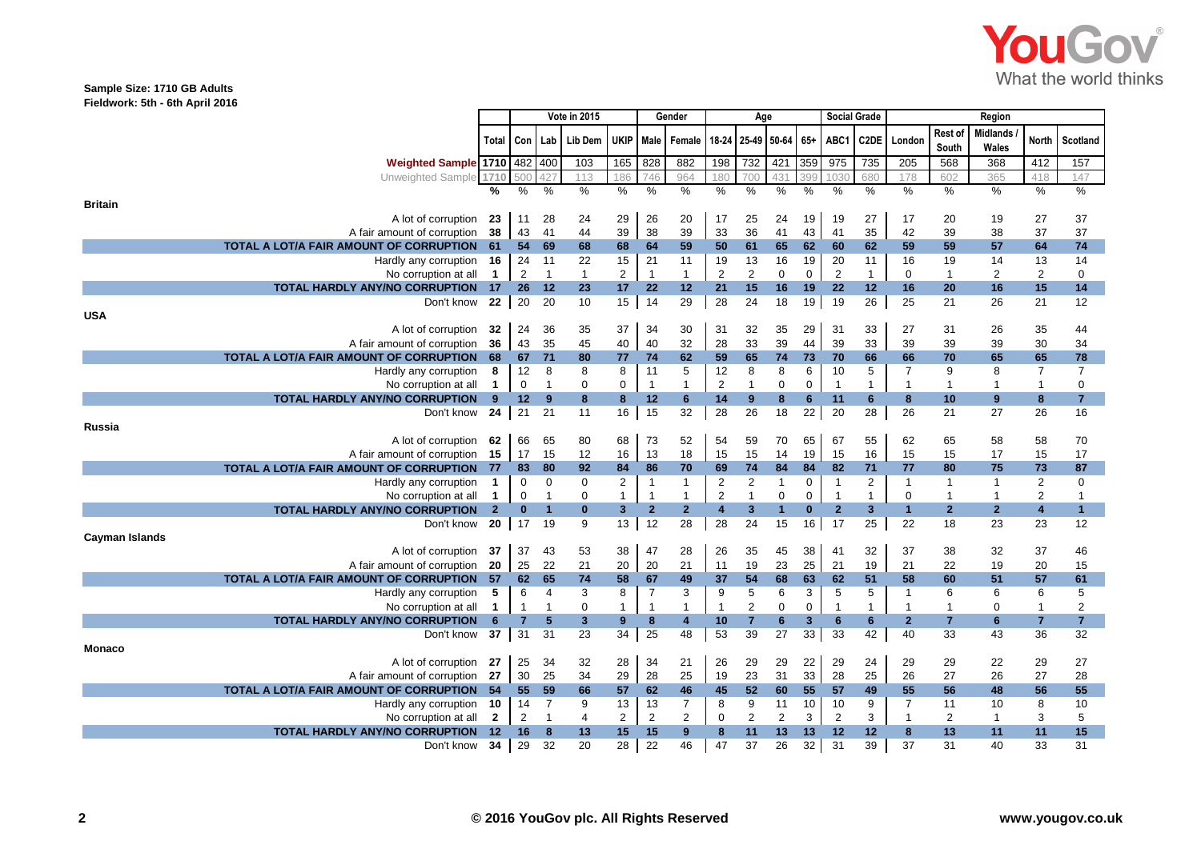**Sample Size: 1710 GB Adults**
**Fieldwork: 5th - 6th April 2016**

| | | Vote in 2015 | | | | | Gender | | Age | | | | Social Grade | | Region | | | | |
|---|---|---|---|---|---|---|---|---|---|---|---|---|---|---|---|---|---|---|---|
| | Total | Con | Lab | Lib Dem | UKIP | Male | Female | 18-24 | 25-49 | 50-64 | 65+ | ABC1 | C2DE | London | Rest of South | Midlands / Wales | North | Scotland |
| **Weighted Sample** | 1710 | 482 | 400 | 103 | 165 | 828 | 882 | 198 | 732 | 421 | 359 | 975 | 735 | 205 | 568 | 368 | 412 | 157 |
| Unweighted Sample | 1710 | 500 | 427 | 113 | 186 | 746 | 964 | 180 | 700 | 431 | 399 | 1030 | 680 | 178 | 602 | 365 | 418 | 147 |
| | % | % | % | % | % | % | % | % | % | % | % | % | % | % | % | % | % | % |
| **Britain** | | | | | | | | | | | | | | | | | | |
| A lot of corruption | 23 | 11 | 28 | 24 | 29 | 26 | 20 | 17 | 25 | 24 | 19 | 19 | 27 | 17 | 20 | 19 | 27 | 37 |
| A fair amount of corruption | 38 | 43 | 41 | 44 | 39 | 38 | 39 | 33 | 36 | 41 | 43 | 41 | 35 | 42 | 39 | 38 | 37 | 37 |
| **TOTAL A LOT/A FAIR AMOUNT OF CORRUPTION** | **61** | **54** | **69** | **68** | **68** | **64** | **59** | **50** | **61** | **65** | **62** | **60** | **62** | **59** | **59** | **57** | **64** | **74** |
| Hardly any corruption | 16 | 24 | 11 | 22 | 15 | 21 | 11 | 19 | 13 | 16 | 19 | 20 | 11 | 16 | 19 | 14 | 13 | 14 |
| No corruption at all | 1 | 2 | 1 | 1 | 2 | 1 | 1 | 2 | 2 | 0 | 0 | 2 | 1 | 0 | 1 | 2 | 2 | 0 |
| **TOTAL HARDLY ANY/NO CORRUPTION** | **17** | **26** | **12** | **23** | **17** | **22** | **12** | **21** | **15** | **16** | **19** | **22** | **12** | **16** | **20** | **16** | **15** | **14** |
| Don't know | 22 | 20 | 20 | 10 | 15 | 14 | 29 | 28 | 24 | 18 | 19 | 19 | 26 | 25 | 21 | 26 | 21 | 12 |
| **USA** | | | | | | | | | | | | | | | | | | |
| A lot of corruption | 32 | 24 | 36 | 35 | 37 | 34 | 30 | 31 | 32 | 35 | 29 | 31 | 33 | 27 | 31 | 26 | 35 | 44 |
| A fair amount of corruption | 36 | 43 | 35 | 45 | 40 | 40 | 32 | 28 | 33 | 39 | 44 | 39 | 33 | 39 | 39 | 39 | 30 | 34 |
| **TOTAL A LOT/A FAIR AMOUNT OF CORRUPTION** | **68** | **67** | **71** | **80** | **77** | **74** | **62** | **59** | **65** | **74** | **73** | **70** | **66** | **66** | **70** | **65** | **65** | **78** |
| Hardly any corruption | 8 | 12 | 8 | 8 | 8 | 11 | 5 | 12 | 8 | 8 | 6 | 10 | 5 | 7 | 9 | 8 | 7 | 7 |
| No corruption at all | 1 | 0 | 1 | 0 | 0 | 1 | 1 | 2 | 1 | 0 | 0 | 1 | 1 | 1 | 1 | 1 | 1 | 0 |
| **TOTAL HARDLY ANY/NO CORRUPTION** | **9** | **12** | **9** | **8** | **8** | **12** | **6** | **14** | **9** | **8** | **6** | **11** | **6** | **8** | **10** | **9** | **8** | **7** |
| Don't know | 24 | 21 | 21 | 11 | 16 | 15 | 32 | 28 | 26 | 18 | 22 | 20 | 28 | 26 | 21 | 27 | 26 | 16 |
| **Russia** | | | | | | | | | | | | | | | | | | |
| A lot of corruption | 62 | 66 | 65 | 80 | 68 | 73 | 52 | 54 | 59 | 70 | 65 | 67 | 55 | 62 | 65 | 58 | 58 | 70 |
| A fair amount of corruption | 15 | 17 | 15 | 12 | 16 | 13 | 18 | 15 | 15 | 14 | 19 | 15 | 16 | 15 | 15 | 17 | 15 | 17 |
| **TOTAL A LOT/A FAIR AMOUNT OF CORRUPTION** | **77** | **83** | **80** | **92** | **84** | **86** | **70** | **69** | **74** | **84** | **84** | **82** | **71** | **77** | **80** | **75** | **73** | **87** |
| Hardly any corruption | 1 | 0 | 0 | 0 | 2 | 1 | 1 | 2 | 2 | 1 | 0 | 1 | 2 | 1 | 1 | 1 | 2 | 0 |
| No corruption at all | 1 | 0 | 1 | 0 | 1 | 1 | 1 | 2 | 1 | 0 | 0 | 1 | 1 | 0 | 1 | 1 | 2 | 1 |
| **TOTAL HARDLY ANY/NO CORRUPTION** | **2** | **0** | **1** | **0** | **3** | **2** | **2** | **4** | **3** | **1** | **0** | **2** | **3** | **1** | **2** | **2** | **4** | **1** |
| Don't know | 20 | 17 | 19 | 9 | 13 | 12 | 28 | 28 | 24 | 15 | 16 | 17 | 25 | 22 | 18 | 23 | 23 | 12 |
| **Cayman Islands** | | | | | | | | | | | | | | | | | | |
| A lot of corruption | 37 | 37 | 43 | 53 | 38 | 47 | 28 | 26 | 35 | 45 | 38 | 41 | 32 | 37 | 38 | 32 | 37 | 46 |
| A fair amount of corruption | 20 | 25 | 22 | 21 | 20 | 20 | 21 | 11 | 19 | 23 | 25 | 21 | 19 | 21 | 22 | 19 | 20 | 15 |
| **TOTAL A LOT/A FAIR AMOUNT OF CORRUPTION** | **57** | **62** | **65** | **74** | **58** | **67** | **49** | **37** | **54** | **68** | **63** | **62** | **51** | **58** | **60** | **51** | **57** | **61** |
| Hardly any corruption | 5 | 6 | 4 | 3 | 8 | 7 | 3 | 9 | 5 | 6 | 3 | 5 | 5 | 1 | 6 | 6 | 6 | 5 |
| No corruption at all | 1 | 1 | 1 | 0 | 1 | 1 | 1 | 1 | 2 | 0 | 0 | 1 | 1 | 1 | 1 | 0 | 1 | 2 |
| **TOTAL HARDLY ANY/NO CORRUPTION** | **6** | **7** | **5** | **3** | **9** | **8** | **4** | **10** | **7** | **6** | **3** | **6** | **6** | **2** | **7** | **6** | **7** | **7** |
| Don't know | 37 | 31 | 31 | 23 | 34 | 25 | 48 | 53 | 39 | 27 | 33 | 33 | 42 | 40 | 33 | 43 | 36 | 32 |
| **Monaco** | | | | | | | | | | | | | | | | | | |
| A lot of corruption | 27 | 25 | 34 | 32 | 28 | 34 | 21 | 26 | 29 | 29 | 22 | 29 | 24 | 29 | 29 | 22 | 29 | 27 |
| A fair amount of corruption | 27 | 30 | 25 | 34 | 29 | 28 | 25 | 19 | 23 | 31 | 33 | 28 | 25 | 26 | 27 | 26 | 27 | 28 |
| **TOTAL A LOT/A FAIR AMOUNT OF CORRUPTION** | **54** | **55** | **59** | **66** | **57** | **62** | **46** | **45** | **52** | **60** | **55** | **57** | **49** | **55** | **56** | **48** | **56** | **55** |
| Hardly any corruption | 10 | 14 | 7 | 9 | 13 | 13 | 7 | 8 | 9 | 11 | 10 | 10 | 9 | 7 | 11 | 10 | 8 | 10 |
| No corruption at all | 2 | 2 | 1 | 4 | 2 | 2 | 2 | 0 | 2 | 2 | 3 | 2 | 3 | 1 | 2 | 1 | 3 | 5 |
| **TOTAL HARDLY ANY/NO CORRUPTION** | **12** | **16** | **8** | **13** | **15** | **15** | **9** | **8** | **11** | **13** | **13** | **12** | **12** | **8** | **13** | **11** | **11** | **15** |
| Don't know | 34 | 29 | 32 | 20 | 28 | 22 | 46 | 47 | 37 | 26 | 32 | 31 | 39 | 37 | 31 | 40 | 33 | 31 |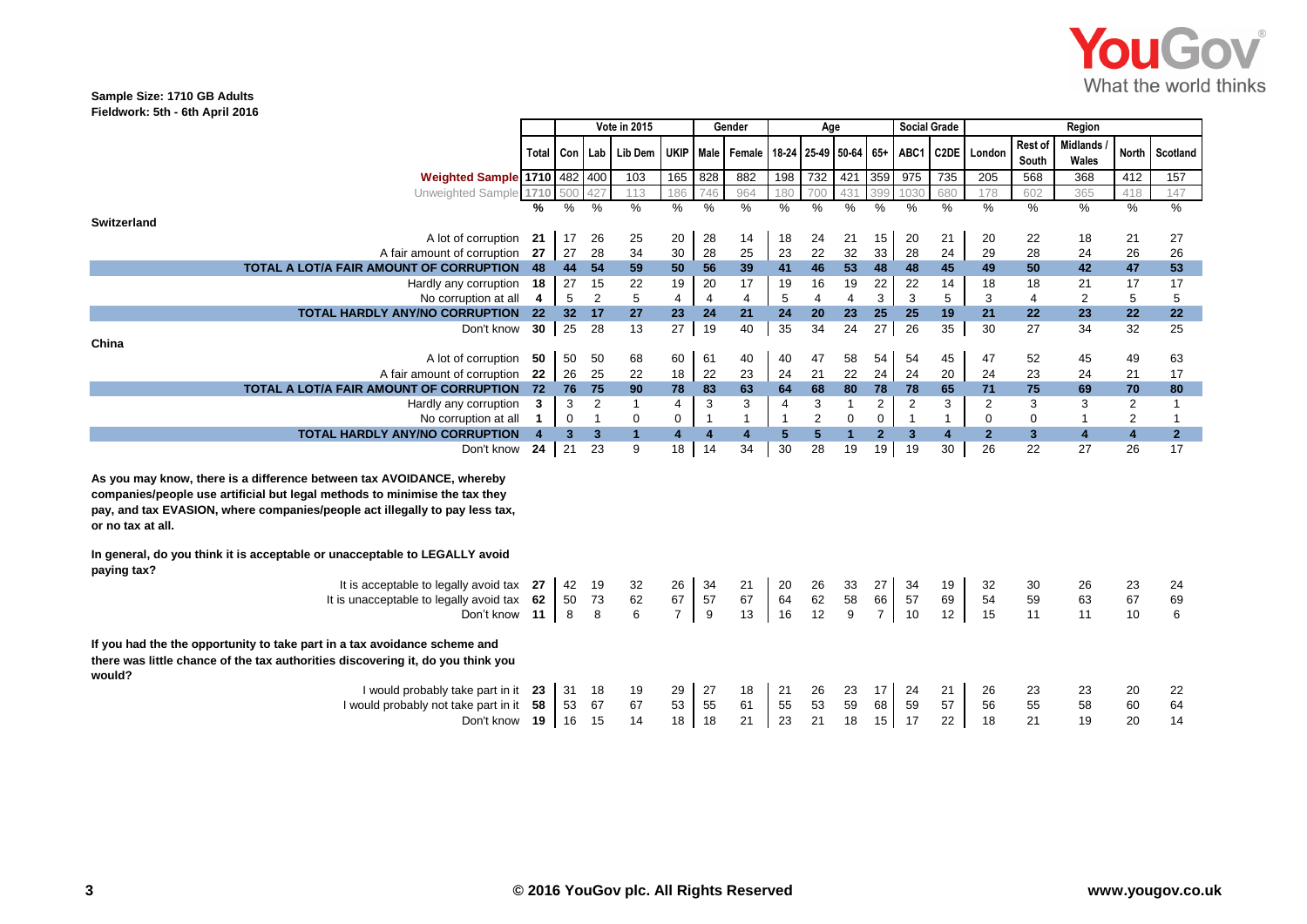**Sample Size: 1710 GB Adults**
**Fieldwork: 5th - 6th April 2016**

| | | Vote in 2015 | | | | Gender | | Age | | | | Social Grade | | Region | | | | |
|---|---|---|---|---|---|---|---|---|---|---|---|---|---|---|---|---|---|---|
| | Total | Con | Lab | Lib Dem | UKIP | Male | Female | 18-24 | 25-49 | 50-64 | 65+ | ABC1 | C2DE | London | Rest of South | Midlands / Wales | North | Scotland |
| **Weighted Sample** | 1710 | 482 | 400 | 103 | 165 | 828 | 882 | 198 | 732 | 421 | 359 | 975 | 735 | 205 | 568 | 368 | 412 | 157 |
| Unweighted Sample | 1710 | 500 | 427 | 113 | 186 | 746 | 964 | 180 | 700 | 431 | 399 | 1030 | 680 | 178 | 602 | 365 | 418 | 147 |
| | % | % | % | % | % | % | % | % | % | % | % | % | % | % | % | % | % | % |
| **Switzerland** | | | | | | | | | | | | | | | | | | |
| A lot of corruption | 21 | 17 | 26 | 25 | 20 | 28 | 14 | 18 | 24 | 21 | 15 | 20 | 21 | 20 | 22 | 18 | 21 | 27 |
| A fair amount of corruption | 27 | 27 | 28 | 34 | 30 | 28 | 25 | 23 | 22 | 32 | 33 | 28 | 24 | 29 | 28 | 24 | 26 | 26 |
| **TOTAL A LOT/A FAIR AMOUNT OF CORRUPTION** | **48** | **44** | **54** | **59** | **50** | **56** | **39** | **41** | **46** | **53** | **48** | **48** | **45** | **49** | **50** | **42** | **47** | **53** |
| Hardly any corruption | 18 | 27 | 15 | 22 | 19 | 20 | 17 | 19 | 16 | 19 | 22 | 22 | 14 | 18 | 18 | 21 | 17 | 17 |
| No corruption at all | 4 | 5 | 2 | 5 | 4 | 4 | 4 | 5 | 4 | 4 | 3 | 3 | 5 | 3 | 4 | 2 | 5 | 5 |
| **TOTAL HARDLY ANY/NO CORRUPTION** | **22** | **32** | **17** | **27** | **23** | **24** | **21** | **24** | **20** | **23** | **25** | **25** | **19** | **21** | **22** | **23** | **22** | **22** |
| Don't know | 30 | 25 | 28 | 13 | 27 | 19 | 40 | 35 | 34 | 24 | 27 | 26 | 35 | 30 | 27 | 34 | 32 | 25 |
| **China** | | | | | | | | | | | | | | | | | | |
| A lot of corruption | 50 | 50 | 50 | 68 | 60 | 61 | 40 | 40 | 47 | 58 | 54 | 54 | 45 | 47 | 52 | 45 | 49 | 63 |
| A fair amount of corruption | 22 | 26 | 25 | 22 | 18 | 22 | 23 | 24 | 21 | 22 | 24 | 24 | 20 | 24 | 23 | 24 | 21 | 17 |
| **TOTAL A LOT/A FAIR AMOUNT OF CORRUPTION** | **72** | **76** | **75** | **90** | **78** | **83** | **63** | **64** | **68** | **80** | **78** | **78** | **65** | **71** | **75** | **69** | **70** | **80** |
| Hardly any corruption | 3 | 3 | 2 | 1 | 4 | 3 | 3 | 4 | 3 | 1 | 2 | 2 | 3 | 2 | 3 | 3 | 2 | 1 |
| No corruption at all | 1 | 0 | 1 | 0 | 0 | 1 | 1 | 1 | 2 | 0 | 0 | 1 | 1 | 0 | 0 | 1 | 2 | 1 |
| **TOTAL HARDLY ANY/NO CORRUPTION** | **4** | **3** | **3** | **1** | **4** | **4** | **4** | **5** | **5** | **1** | **2** | **3** | **4** | **2** | **3** | **4** | **4** | **2** |
| Don't know | 24 | 21 | 23 | 9 | 18 | 14 | 34 | 30 | 28 | 19 | 19 | 19 | 30 | 26 | 22 | 27 | 26 | 17 |

**As you may know, there is a difference between tax AVOIDANCE, whereby companies/people use artificial but legal methods to minimise the tax they pay, and tax EVASION, where companies/people act illegally to pay less tax, or no tax at all.**

**In general, do you think it is acceptable or unacceptable to LEGALLY avoid paying tax?**

| | Total | Con | Lab | Lib Dem | UKIP | Male | Female | 18-24 | 25-49 | 50-64 | 65+ | ABC1 | C2DE | London | Rest of South | Midlands / Wales | North | Scotland |
|---|---|---|---|---|---|---|---|---|---|---|---|---|---|---|---|---|---|---|
| It is acceptable to legally avoid tax | 27 | 42 | 19 | 32 | 26 | 34 | 21 | 20 | 26 | 33 | 27 | 34 | 19 | 32 | 30 | 26 | 23 | 24 |
| It is unacceptable to legally avoid tax | 62 | 50 | 73 | 62 | 67 | 57 | 67 | 64 | 62 | 58 | 66 | 57 | 69 | 54 | 59 | 63 | 67 | 69 |
| Don't know | 11 | 8 | 8 | 6 | 7 | 9 | 13 | 16 | 12 | 9 | 7 | 10 | 12 | 15 | 11 | 11 | 10 | 6 |

**If you had the the opportunity to take part in a tax avoidance scheme and there was little chance of the tax authorities discovering it, do you think you would?**

| | Total | Con | Lab | Lib Dem | UKIP | Male | Female | 18-24 | 25-49 | 50-64 | 65+ | ABC1 | C2DE | London | Rest of South | Midlands / Wales | North | Scotland |
|---|---|---|---|---|---|---|---|---|---|---|---|---|---|---|---|---|---|---|
| I would probably take part in it | 23 | 31 | 18 | 19 | 29 | 27 | 18 | 21 | 26 | 23 | 17 | 24 | 21 | 26 | 23 | 23 | 20 | 22 |
| I would probably not take part in it | 58 | 53 | 67 | 67 | 53 | 55 | 61 | 55 | 53 | 59 | 68 | 59 | 57 | 56 | 55 | 58 | 60 | 64 |
| Don't know | 19 | 16 | 15 | 14 | 18 | 18 | 21 | 23 | 21 | 18 | 15 | 17 | 22 | 18 | 21 | 19 | 20 | 14 |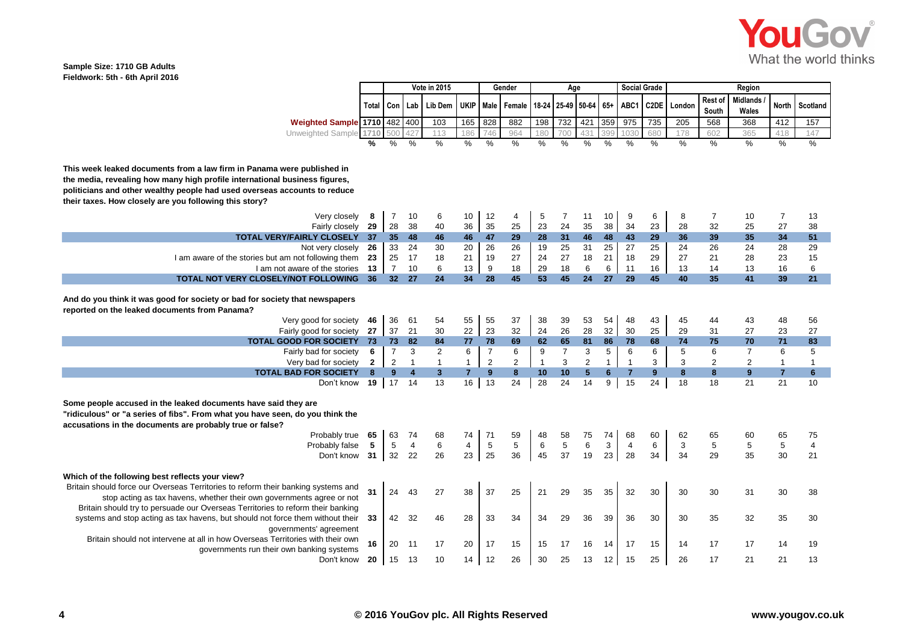**Sample Size: 1710 GB Adults**
**Fieldwork: 5th - 6th April 2016**

| | Total | Vote in 2015 | | | | Gender | | Age | | | | Social Grade | | Region | | | | |
|---|---|---|---|---|---|---|---|---|---|---|---|---|---|---|---|---|---|---|
| | Total | Con | Lab | Lib Dem | UKIP | Male | Female | 18-24 | 25-49 | 50-64 | 65+ | ABC1 | C2DE | London | Rest of South | Midlands / Wales | North | Scotland |
| Weighted Sample | 1710 | 482 | 400 | 103 | 165 | 828 | 882 | 198 | 732 | 421 | 359 | 975 | 735 | 205 | 568 | 368 | 412 | 157 |
| Unweighted Sample | 1710 | 500 | 427 | 113 | 186 | 746 | 964 | 180 | 700 | 431 | 399 | 1030 | 680 | 178 | 602 | 365 | 418 | 147 |
| | % | % | % | % | % | % | % | % | % | % | % | % | % | % | % | % | % | % |
| **This week leaked documents from a law firm in Panama were published in the media, revealing how many high profile international business figures, politicians and other wealthy people had used overseas accounts to reduce their taxes. How closely are you following this story?** | | | | | | | | | | | | | | | | | | |
| Very closely | 8 | 7 | 10 | 6 | 10 | 12 | 4 | 5 | 7 | 11 | 10 | 9 | 6 | 8 | 7 | 10 | 7 | 13 |
| Fairly closely | 29 | 28 | 38 | 40 | 36 | 35 | 25 | 23 | 24 | 35 | 38 | 34 | 23 | 28 | 32 | 25 | 27 | 38 |
| **TOTAL VERY/FAIRLY CLOSELY** | **37** | **35** | **48** | **46** | **46** | **47** | **29** | **28** | **31** | **46** | **48** | **43** | **29** | **36** | **39** | **35** | **34** | **51** |
| Not very closely | 26 | 33 | 24 | 30 | 20 | 26 | 26 | 19 | 25 | 31 | 25 | 27 | 25 | 24 | 26 | 24 | 28 | 29 |
| I am aware of the stories but am not following them | 23 | 25 | 17 | 18 | 21 | 19 | 27 | 24 | 27 | 18 | 21 | 18 | 29 | 27 | 21 | 28 | 23 | 15 |
| I am not aware of the stories | 13 | 7 | 10 | 6 | 13 | 9 | 18 | 29 | 18 | 6 | 6 | 11 | 16 | 13 | 14 | 13 | 16 | 6 |
| **TOTAL NOT VERY CLOSELY/NOT FOLLOWING** | **36** | **32** | **27** | **24** | **34** | **28** | **45** | **53** | **45** | **24** | **27** | **29** | **45** | **40** | **35** | **41** | **39** | **21** |
| **And do you think it was good for society or bad for society that newspapers reported on the leaked documents from Panama?** | | | | | | | | | | | | | | | | | | |
| Very good for society | 46 | 36 | 61 | 54 | 55 | 55 | 37 | 38 | 39 | 53 | 54 | 48 | 43 | 45 | 44 | 43 | 48 | 56 |
| Fairly good for society | 27 | 37 | 21 | 30 | 22 | 23 | 32 | 24 | 26 | 28 | 32 | 30 | 25 | 29 | 31 | 27 | 23 | 27 |
| **TOTAL GOOD FOR SOCIETY** | **73** | **73** | **82** | **84** | **77** | **78** | **69** | **62** | **65** | **81** | **86** | **78** | **68** | **74** | **75** | **70** | **71** | **83** |
| Fairly bad for society | 6 | 7 | 3 | 2 | 6 | 7 | 6 | 9 | 7 | 3 | 5 | 6 | 6 | 5 | 6 | 7 | 6 | 5 |
| Very bad for society | 2 | 2 | 1 | 1 | 1 | 2 | 2 | 1 | 3 | 2 | 1 | 1 | 3 | 3 | 2 | 2 | 1 | 1 |
| **TOTAL BAD FOR SOCIETY** | **8** | **9** | **4** | **3** | **7** | **9** | **8** | **10** | **10** | **5** | **6** | **7** | **9** | **8** | **8** | **9** | **7** | **6** |
| Don't know | 19 | 17 | 14 | 13 | 16 | 13 | 24 | 28 | 24 | 14 | 9 | 15 | 24 | 18 | 18 | 21 | 21 | 10 |
| **Some people accused in the leaked documents have said they are "ridiculous" or "a series of fibs". From what you have seen, do you think the accusations in the documents are probably true or false?** | | | | | | | | | | | | | | | | | | |
| Probably true | 65 | 63 | 74 | 68 | 74 | 71 | 59 | 48 | 58 | 75 | 74 | 68 | 60 | 62 | 65 | 60 | 65 | 75 |
| Probably false | 5 | 5 | 4 | 6 | 4 | 5 | 5 | 6 | 5 | 6 | 3 | 4 | 6 | 3 | 5 | 5 | 5 | 4 |
| Don't know | 31 | 32 | 22 | 26 | 23 | 25 | 36 | 45 | 37 | 19 | 23 | 28 | 34 | 34 | 29 | 35 | 30 | 21 |
| **Which of the following best reflects your view?** | | | | | | | | | | | | | | | | | | |
| Britain should force our Overseas Territories to reform their banking systems and stop acting as tax havens, whether their own governments agree or not | 31 | 24 | 43 | 27 | 38 | 37 | 25 | 21 | 29 | 35 | 35 | 32 | 30 | 30 | 30 | 31 | 30 | 38 |
| Britain should try to persuade our Overseas Territories to reform their banking systems and stop acting as tax havens, but should not force them without their governments' agreement | 33 | 42 | 32 | 46 | 28 | 33 | 34 | 34 | 29 | 36 | 39 | 36 | 30 | 30 | 35 | 32 | 35 | 30 |
| Britain should not intervene at all in how Overseas Territories with their own governments run their own banking systems | 16 | 20 | 11 | 17 | 20 | 17 | 15 | 15 | 17 | 16 | 14 | 17 | 15 | 14 | 17 | 17 | 14 | 19 |
| Don't know | 20 | 15 | 13 | 10 | 14 | 12 | 26 | 30 | 25 | 13 | 12 | 15 | 25 | 26 | 17 | 21 | 21 | 13 |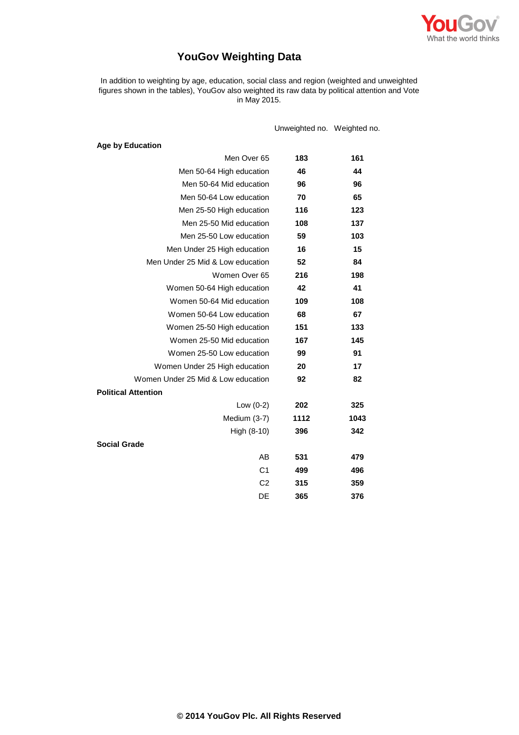# YouGov Weighting Data

In addition to weighting by age, education, social class and region (weighted and unweighted figures shown in the tables), YouGov also weighted its raw data by political attention and Vote in May 2015.

| | Unweighted no. | Weighted no. |
|---|---|---|
| **Age by Education** | | |
| Men Over 65 | **183** | **161** |
| Men 50-64 High education | **46** | **44** |
| Men 50-64 Mid education | **96** | **96** |
| Men 50-64 Low education | **70** | **65** |
| Men 25-50 High education | **116** | **123** |
| Men 25-50 Mid education | **108** | **137** |
| Men 25-50 Low education | **59** | **103** |
| Men Under 25 High education | **16** | **15** |
| Men Under 25 Mid & Low education | **52** | **84** |
| Women Over 65 | **216** | **198** |
| Women 50-64 High education | **42** | **41** |
| Women 50-64 Mid education | **109** | **108** |
| Women 50-64 Low education | **68** | **67** |
| Women 25-50 High education | **151** | **133** |
| Women 25-50 Mid education | **167** | **145** |
| Women 25-50 Low education | **99** | **91** |
| Women Under 25 High education | **20** | **17** |
| Women Under 25 Mid & Low education | **92** | **82** |
| **Political Attention** | | |
| Low (0-2) | **202** | **325** |
| Medium (3-7) | **1112** | **1043** |
| High (8-10) | **396** | **342** |
| **Social Grade** | | |
| AB | **531** | **479** |
| C1 | **499** | **496** |
| C2 | **315** | **359** |
| DE | **365** | **376** |

**© 2014 YouGov Plc. All Rights Reserved**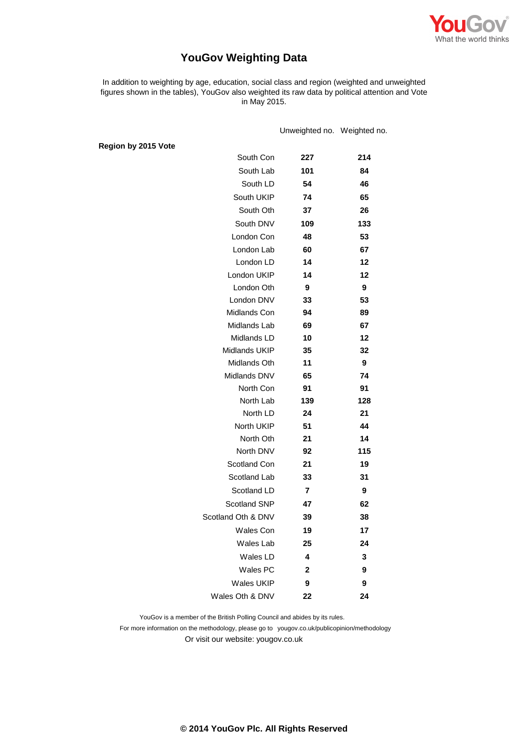# YouGov Weighting Data

In addition to weighting by age, education, social class and region (weighted and unweighted figures shown in the tables), YouGov also weighted its raw data by political attention and Vote in May 2015.

| Region by 2015 Vote | Unweighted no. | Weighted no. |
|---|---|---|
| South Con | **227** | **214** |
| South Lab | **101** | **84** |
| South LD | **54** | **46** |
| South UKIP | **74** | **65** |
| South Oth | **37** | **26** |
| South DNV | **109** | **133** |
| London Con | **48** | **53** |
| London Lab | **60** | **67** |
| London LD | **14** | **12** |
| London UKIP | **14** | **12** |
| London Oth | **9** | **9** |
| London DNV | **33** | **53** |
| Midlands Con | **94** | **89** |
| Midlands Lab | **69** | **67** |
| Midlands LD | **10** | **12** |
| Midlands UKIP | **35** | **32** |
| Midlands Oth | **11** | **9** |
| Midlands DNV | **65** | **74** |
| North Con | **91** | **91** |
| North Lab | **139** | **128** |
| North LD | **24** | **21** |
| North UKIP | **51** | **44** |
| North Oth | **21** | **14** |
| North DNV | **92** | **115** |
| Scotland Con | **21** | **19** |
| Scotland Lab | **33** | **31** |
| Scotland LD | **7** | **9** |
| Scotland SNP | **47** | **62** |
| Scotland Oth & DNV | **39** | **38** |
| Wales Con | **19** | **17** |
| Wales Lab | **25** | **24** |
| Wales LD | **4** | **3** |
| Wales PC | **2** | **9** |
| Wales UKIP | **9** | **9** |
| Wales Oth & DNV | **22** | **24** |

YouGov is a member of the British Polling Council and abides by its rules.

For more information on the methodology, please go to yougov.co.uk/publicopinion/methodology

Or visit our website: yougov.co.uk

**© 2014 YouGov Plc. All Rights Reserved**